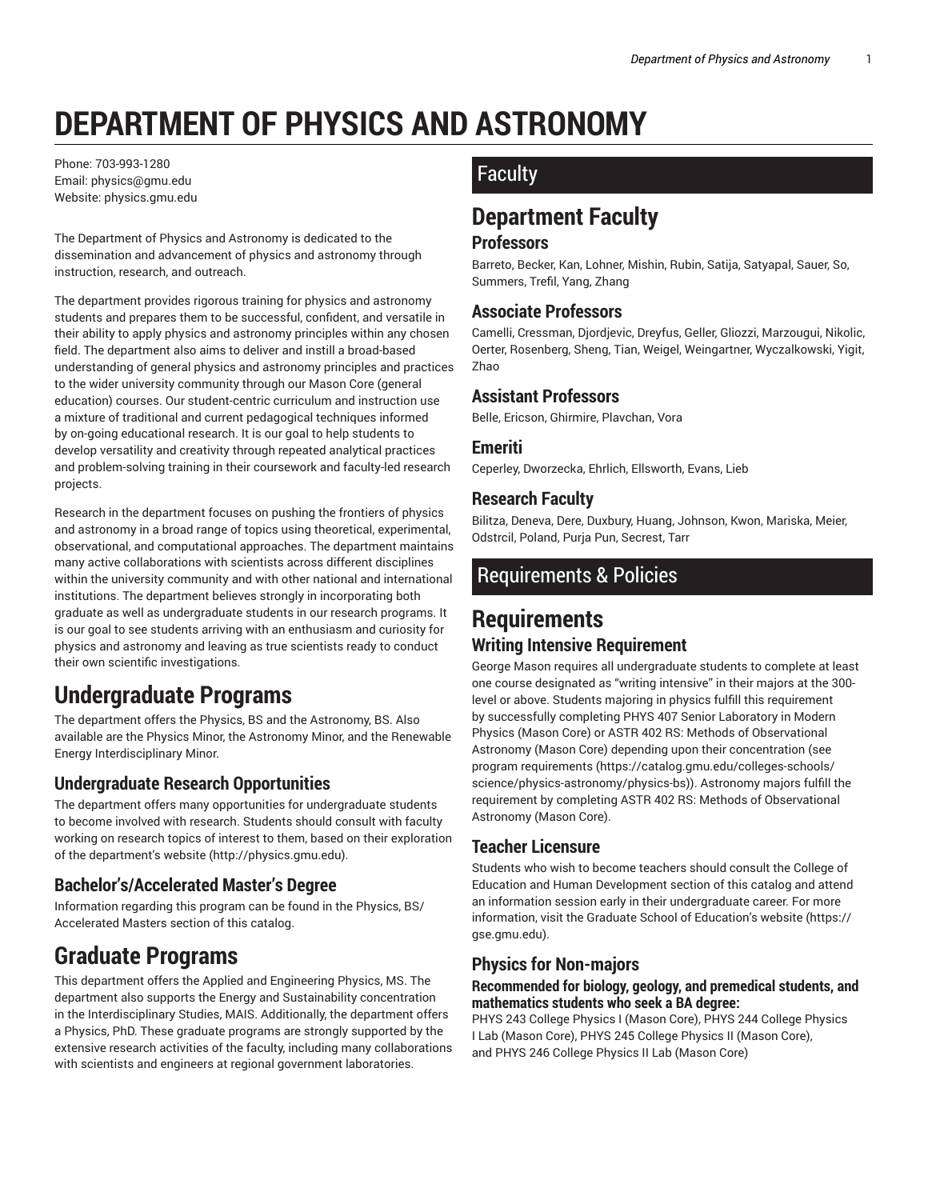# DEPARTMENT OF PHYSICS AND ASTRONOMY

Phone: 703-993-1280
Email: physics@gmu.edu
Website: physics.gmu.edu

The Department of Physics and Astronomy is dedicated to the dissemination and advancement of physics and astronomy through instruction, research, and outreach.

The department provides rigorous training for physics and astronomy students and prepares them to be successful, confident, and versatile in their ability to apply physics and astronomy principles within any chosen field. The department also aims to deliver and instill a broad-based understanding of general physics and astronomy principles and practices to the wider university community through our Mason Core (general education) courses. Our student-centric curriculum and instruction use a mixture of traditional and current pedagogical techniques informed by on-going educational research. It is our goal to help students to develop versatility and creativity through repeated analytical practices and problem-solving training in their coursework and faculty-led research projects.

Research in the department focuses on pushing the frontiers of physics and astronomy in a broad range of topics using theoretical, experimental, observational, and computational approaches. The department maintains many active collaborations with scientists across different disciplines within the university community and with other national and international institutions. The department believes strongly in incorporating both graduate as well as undergraduate students in our research programs. It is our goal to see students arriving with an enthusiasm and curiosity for physics and astronomy and leaving as true scientists ready to conduct their own scientific investigations.

## Undergraduate Programs

The department offers the Physics, BS and the Astronomy, BS. Also available are the Physics Minor, the Astronomy Minor, and the Renewable Energy Interdisciplinary Minor.

### Undergraduate Research Opportunities

The department offers many opportunities for undergraduate students to become involved with research. Students should consult with faculty working on research topics of interest to them, based on their exploration of the department's website (http://physics.gmu.edu).

### Bachelor's/Accelerated Master's Degree

Information regarding this program can be found in the Physics, BS/Accelerated Masters section of this catalog.

## Graduate Programs

This department offers the Applied and Engineering Physics, MS. The department also supports the Energy and Sustainability concentration in the Interdisciplinary Studies, MAIS. Additionally, the department offers a Physics, PhD. These graduate programs are strongly supported by the extensive research activities of the faculty, including many collaborations with scientists and engineers at regional government laboratories.

# Faculty

## Department Faculty

### Professors

Barreto, Becker, Kan, Lohner, Mishin, Rubin, Satija, Satyapal, Sauer, So, Summers, Trefil, Yang, Zhang

### Associate Professors

Camelli, Cressman, Djordjevic, Dreyfus, Geller, Gliozzi, Marzougui, Nikolic, Oerter, Rosenberg, Sheng, Tian, Weigel, Weingartner, Wyczalkowski, Yigit, Zhao

### Assistant Professors

Belle, Ericson, Ghirmire, Plavchan, Vora

### Emeriti

Ceperley, Dworzecka, Ehrlich, Ellsworth, Evans, Lieb

### Research Faculty

Bilitza, Deneva, Dere, Duxbury, Huang, Johnson, Kwon, Mariska, Meier, Odstrcil, Poland, Purja Pun, Secrest, Tarr

# Requirements & Policies

## Requirements

### Writing Intensive Requirement

George Mason requires all undergraduate students to complete at least one course designated as "writing intensive" in their majors at the 300-level or above. Students majoring in physics fulfill this requirement by successfully completing PHYS 407 Senior Laboratory in Modern Physics (Mason Core) or ASTR 402 RS: Methods of Observational Astronomy (Mason Core) depending upon their concentration (see program requirements (https://catalog.gmu.edu/colleges-schools/science/physics-astronomy/physics-bs)). Astronomy majors fulfill the requirement by completing ASTR 402 RS: Methods of Observational Astronomy (Mason Core).

### Teacher Licensure

Students who wish to become teachers should consult the College of Education and Human Development section of this catalog and attend an information session early in their undergraduate career. For more information, visit the Graduate School of Education's website (https://gse.gmu.edu).

### Physics for Non-majors

#### Recommended for biology, geology, and premedical students, and mathematics students who seek a BA degree:

PHYS 243 College Physics I (Mason Core), PHYS 244 College Physics I Lab (Mason Core), PHYS 245 College Physics II (Mason Core), and PHYS 246 College Physics II Lab (Mason Core)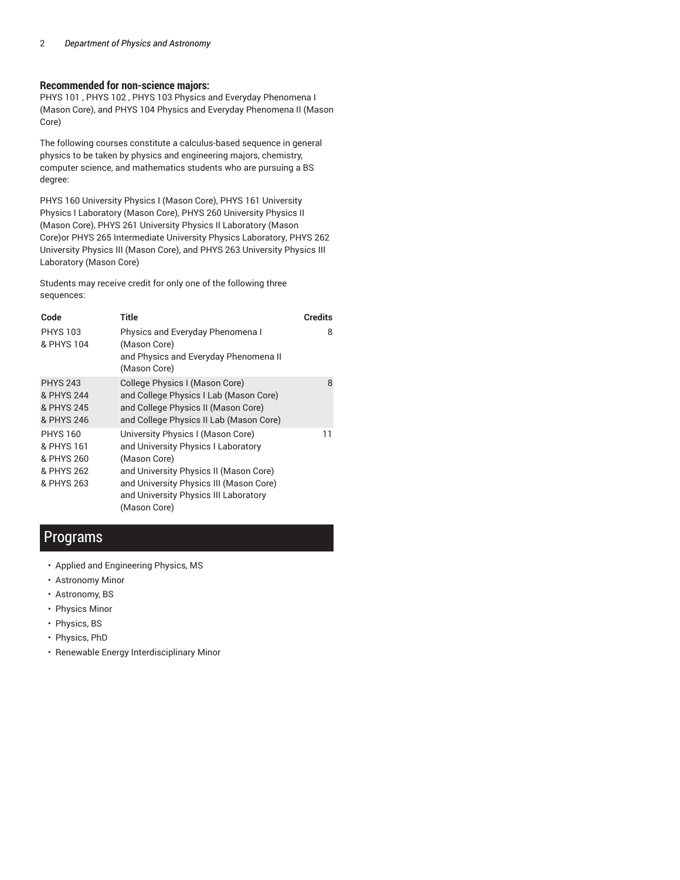**Recommended for non-science majors:**
PHYS 101 , PHYS 102 , PHYS 103 Physics and Everyday Phenomena I (Mason Core), and PHYS 104 Physics and Everyday Phenomena II (Mason Core)

The following courses constitute a calculus-based sequence in general physics to be taken by physics and engineering majors, chemistry, computer science, and mathematics students who are pursuing a BS degree:

PHYS 160 University Physics I (Mason Core), PHYS 161 University Physics I Laboratory (Mason Core), PHYS 260 University Physics II (Mason Core), PHYS 261 University Physics II Laboratory (Mason Core)or PHYS 265 Intermediate University Physics Laboratory, PHYS 262 University Physics III (Mason Core), and PHYS 263 University Physics III Laboratory (Mason Core)

Students may receive credit for only one of the following three sequences:

| Code | Title | Credits |
|---|---|---|
| PHYS 103 & PHYS 104 | Physics and Everyday Phenomena I (Mason Core) and Physics and Everyday Phenomena II (Mason Core) | 8 |
| PHYS 243 & PHYS 244 & PHYS 245 & PHYS 246 | College Physics I (Mason Core) and College Physics I Lab (Mason Core) and College Physics II (Mason Core) and College Physics II Lab (Mason Core) | 8 |
| PHYS 160 & PHYS 161 & PHYS 260 & PHYS 262 & PHYS 263 | University Physics I (Mason Core) and University Physics I Laboratory (Mason Core) and University Physics II (Mason Core) and University Physics III (Mason Core) and University Physics III Laboratory (Mason Core) | 11 |

## Programs

- Applied and Engineering Physics, MS
- Astronomy Minor
- Astronomy, BS
- Physics Minor
- Physics, BS
- Physics, PhD
- Renewable Energy Interdisciplinary Minor